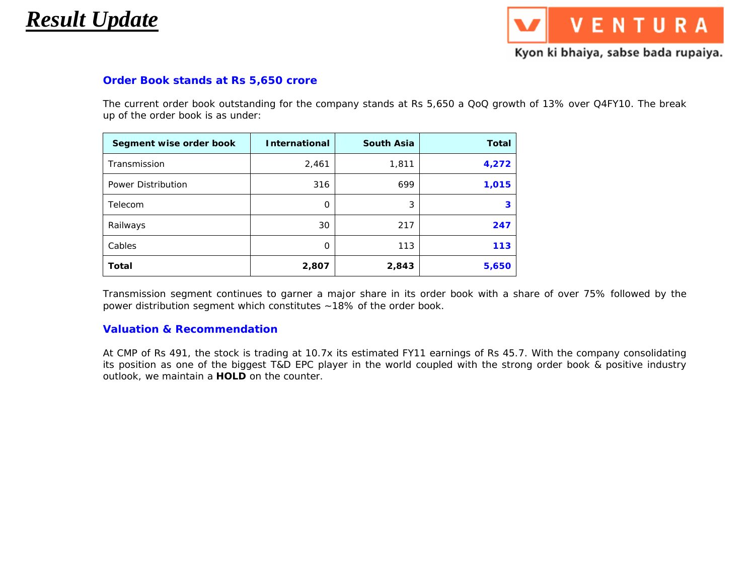# *Result Update*

### Order Book stands at Rs 5,650 crore

The current order book outstanding for the company stands at Rs 5,650 a QoQ growth of 13% over Q4FY10. The break up of the order book is as under:

| Segment wise order book | International | South Asia | Total |
|---|---|---|---|
| Transmission | 2,461 | 1,811 | **4,272** |
| Power Distribution | 316 | 699 | **1,015** |
| Telecom | 0 | 3 | **3** |
| Railways | 30 | 217 | **247** |
| Cables | 0 | 113 | **113** |
| **Total** | **2,807** | **2,843** | **5,650** |

Transmission segment continues to garner a major share in its order book with a share of over 75% followed by the power distribution segment which constitutes ~18% of the order book.

### Valuation & Recommendation

At CMP of Rs 491, the stock is trading at 10.7x its estimated FY11 earnings of Rs 45.7. With the company consolidating its position as one of the biggest T&D EPC player in the world coupled with the strong order book & positive industry outlook, we maintain a **HOLD** on the counter.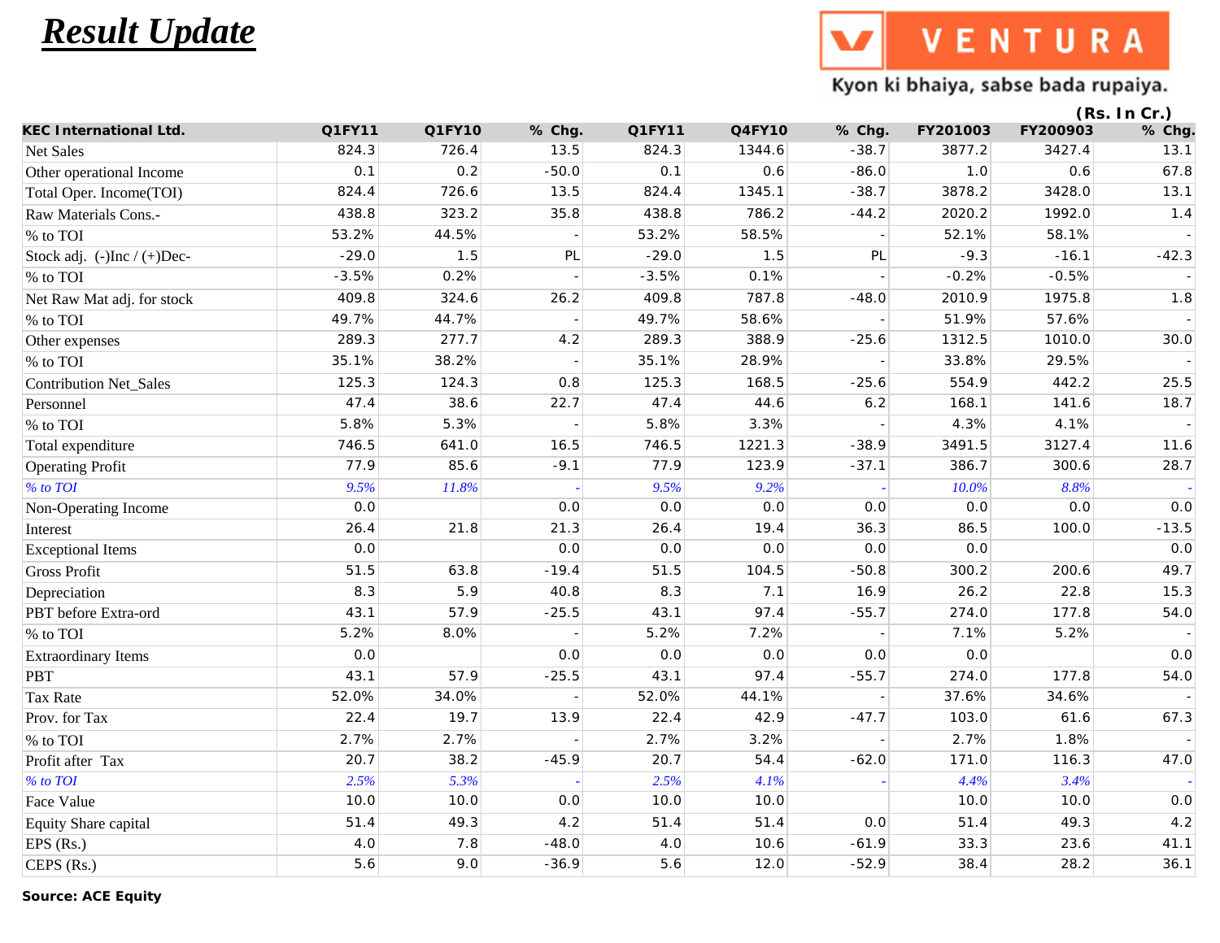# Result Update

VENTURA
Kyon ki bhaiya, sabse bada rupaiya.

(Rs. In Cr.)

| KEC International Ltd. | Q1FY11 | Q1FY10 | % Chg. | Q1FY11 | Q4FY10 | % Chg. | FY201003 | FY200903 | % Chg. |
|---|---|---|---|---|---|---|---|---|---|
| Net Sales | 824.3 | 726.4 | 13.5 | 824.3 | 1344.6 | -38.7 | 3877.2 | 3427.4 | 13.1 |
| Other operational Income | 0.1 | 0.2 | -50.0 | 0.1 | 0.6 | -86.0 | 1.0 | 0.6 | 67.8 |
| Total Oper. Income(TOI) | 824.4 | 726.6 | 13.5 | 824.4 | 1345.1 | -38.7 | 3878.2 | 3428.0 | 13.1 |
| Raw Materials Cons.- | 438.8 | 323.2 | 35.8 | 438.8 | 786.2 | -44.2 | 2020.2 | 1992.0 | 1.4 |
| % to TOI | 53.2% | 44.5% | - | 53.2% | 58.5% | - | 52.1% | 58.1% | - |
| Stock adj. (-)Inc / (+)Dec- | -29.0 | 1.5 | PL | -29.0 | 1.5 | PL | -9.3 | -16.1 | -42.3 |
| % to TOI | -3.5% | 0.2% | - | -3.5% | 0.1% | - | -0.2% | -0.5% | - |
| Net Raw Mat adj. for stock | 409.8 | 324.6 | 26.2 | 409.8 | 787.8 | -48.0 | 2010.9 | 1975.8 | 1.8 |
| % to TOI | 49.7% | 44.7% | - | 49.7% | 58.6% | - | 51.9% | 57.6% | - |
| Other expenses | 289.3 | 277.7 | 4.2 | 289.3 | 388.9 | -25.6 | 1312.5 | 1010.0 | 30.0 |
| % to TOI | 35.1% | 38.2% | - | 35.1% | 28.9% | - | 33.8% | 29.5% | - |
| Contribution Net_Sales | 125.3 | 124.3 | 0.8 | 125.3 | 168.5 | -25.6 | 554.9 | 442.2 | 25.5 |
| Personnel | 47.4 | 38.6 | 22.7 | 47.4 | 44.6 | 6.2 | 168.1 | 141.6 | 18.7 |
| % to TOI | 5.8% | 5.3% | - | 5.8% | 3.3% | - | 4.3% | 4.1% | - |
| Total expenditure | 746.5 | 641.0 | 16.5 | 746.5 | 1221.3 | -38.9 | 3491.5 | 3127.4 | 11.6 |
| Operating Profit | 77.9 | 85.6 | -9.1 | 77.9 | 123.9 | -37.1 | 386.7 | 300.6 | 28.7 |
| *% to TOI* | *9.5%* | *11.8%* | *-* | *9.5%* | *9.2%* | *-* | *10.0%* | *8.8%* | *-* |
| Non-Operating Income | 0.0 | | 0.0 | 0.0 | 0.0 | 0.0 | 0.0 | 0.0 | 0.0 |
| Interest | 26.4 | 21.8 | 21.3 | 26.4 | 19.4 | 36.3 | 86.5 | 100.0 | -13.5 |
| Exceptional Items | 0.0 | | 0.0 | 0.0 | 0.0 | 0.0 | 0.0 | | 0.0 |
| Gross Profit | 51.5 | 63.8 | -19.4 | 51.5 | 104.5 | -50.8 | 300.2 | 200.6 | 49.7 |
| Depreciation | 8.3 | 5.9 | 40.8 | 8.3 | 7.1 | 16.9 | 26.2 | 22.8 | 15.3 |
| PBT before Extra-ord | 43.1 | 57.9 | -25.5 | 43.1 | 97.4 | -55.7 | 274.0 | 177.8 | 54.0 |
| % to TOI | 5.2% | 8.0% | - | 5.2% | 7.2% | - | 7.1% | 5.2% | - |
| Extraordinary Items | 0.0 | | 0.0 | 0.0 | 0.0 | 0.0 | 0.0 | | 0.0 |
| PBT | 43.1 | 57.9 | -25.5 | 43.1 | 97.4 | -55.7 | 274.0 | 177.8 | 54.0 |
| Tax Rate | 52.0% | 34.0% | - | 52.0% | 44.1% | - | 37.6% | 34.6% | - |
| Prov. for Tax | 22.4 | 19.7 | 13.9 | 22.4 | 42.9 | -47.7 | 103.0 | 61.6 | 67.3 |
| % to TOI | 2.7% | 2.7% | - | 2.7% | 3.2% | - | 2.7% | 1.8% | - |
| Profit after Tax | 20.7 | 38.2 | -45.9 | 20.7 | 54.4 | -62.0 | 171.0 | 116.3 | 47.0 |
| *% to TOI* | *2.5%* | *5.3%* | *-* | *2.5%* | *4.1%* | *-* | *4.4%* | *3.4%* | *-* |
| Face Value | 10.0 | 10.0 | 0.0 | 10.0 | 10.0 | | 10.0 | 10.0 | 0.0 |
| Equity Share capital | 51.4 | 49.3 | 4.2 | 51.4 | 51.4 | 0.0 | 51.4 | 49.3 | 4.2 |
| EPS (Rs.) | 4.0 | 7.8 | -48.0 | 4.0 | 10.6 | -61.9 | 33.3 | 23.6 | 41.1 |
| CEPS (Rs.) | 5.6 | 9.0 | -36.9 | 5.6 | 12.0 | -52.9 | 38.4 | 28.2 | 36.1 |

**Source: ACE Equity**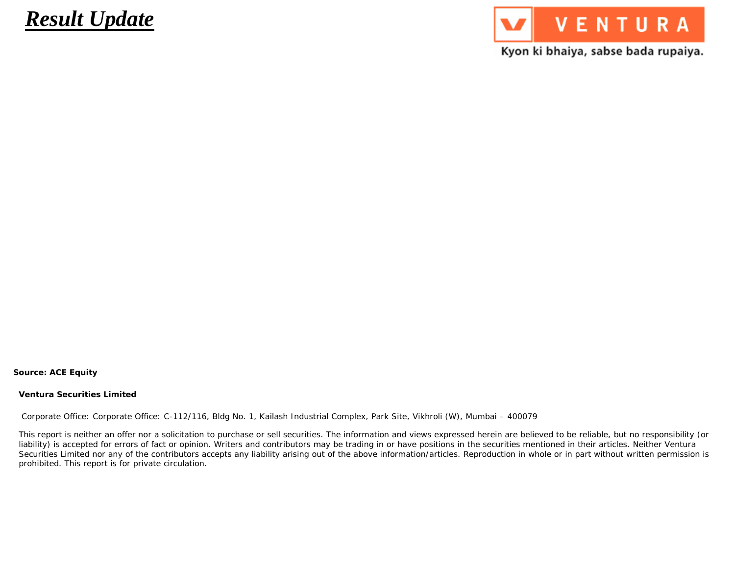# ***Result Update***

VENTURA

Kyon ki bhaiya, sabse bada rupaiya.

**Source: ACE Equity**

**Ventura Securities Limited**

Corporate Office: Corporate Office: C-112/116, Bldg No. 1, Kailash Industrial Complex, Park Site, Vikhroli (W), Mumbai – 400079

This report is neither an offer nor a solicitation to purchase or sell securities. The information and views expressed herein are believed to be reliable, but no responsibility (or liability) is accepted for errors of fact or opinion. Writers and contributors may be trading in or have positions in the securities mentioned in their articles. Neither Ventura Securities Limited nor any of the contributors accepts any liability arising out of the above information/articles. Reproduction in whole or in part without written permission is prohibited. This report is for private circulation.